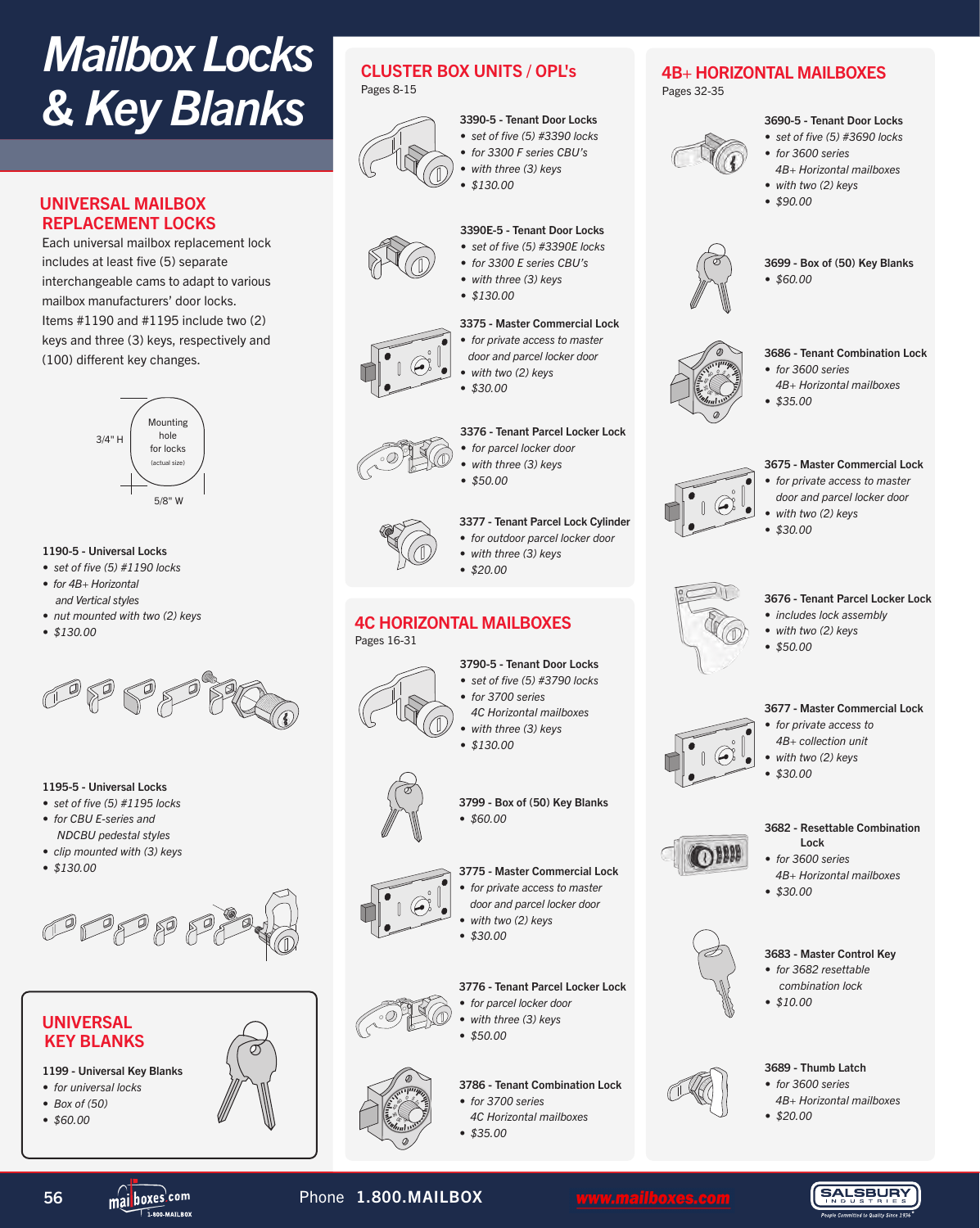# Mailbox Locks & Key Blanks

## UNIVERSAL MAILBOX REPLACEMENT LOCKS

Each universal mailbox replacement lock includes at least five (5) separate interchangeable cams to adapt to various mailbox manufacturers' door locks. Items #1190 and #1195 include two (2) keys and three (3) keys, respectively and (100) different key changes.

Mounting hole for locks (actual size)

3/4" H

5/8" W

**1190-5 - Universal Locks**
- *set of five (5) #1190 locks*
- *for 4B+ Horizontal and Vertical styles*
- *nut mounted with two (2) keys*
- *$130.00*

**1195-5 - Universal Locks**
- *set of five (5) #1195 locks*
- *for CBU E-series and NDCBU pedestal styles*
- *clip mounted with (3) keys*
- *$130.00*

## UNIVERSAL KEY BLANKS

**1199 - Universal Key Blanks**
- *for universal locks*
- *Box of (50)*
- *$60.00*

## CLUSTER BOX UNITS / OPL's

Pages 8-15

**3390-5 - Tenant Door Locks**
- *set of five (5) #3390 locks*
- *for 3300 F series CBU's*
- *with three (3) keys*
- *$130.00*

**3390E-5 - Tenant Door Locks**
- *set of five (5) #3390E locks*
- *for 3300 E series CBU's*
- *with three (3) keys*
- *$130.00*

**3375 - Master Commercial Lock**
- *for private access to master door and parcel locker door*
- *with two (2) keys*
- *$30.00*

**3376 - Tenant Parcel Locker Lock**
- *for parcel locker door*
- *with three (3) keys*
- *$50.00*

**3377 - Tenant Parcel Lock Cylinder**
- *for outdoor parcel locker door*
- *with three (3) keys*
- *$20.00*

## 4C HORIZONTAL MAILBOXES

Pages 16-31

**3790-5 - Tenant Door Locks**
- *set of five (5) #3790 locks*
- *for 3700 series 4C Horizontal mailboxes*
- *with three (3) keys*
- *$130.00*

**3799 - Box of (50) Key Blanks**
- *$60.00*

**3775 - Master Commercial Lock**
- *for private access to master door and parcel locker door*
- *with two (2) keys*
- *$30.00*

**3776 - Tenant Parcel Locker Lock**
- *for parcel locker door*
- *with three (3) keys*
- *$50.00*

**3786 - Tenant Combination Lock**
- *for 3700 series 4C Horizontal mailboxes*
- *$35.00*

## 4B+ HORIZONTAL MAILBOXES

Pages 32-35

**3690-5 - Tenant Door Locks**
- *set of five (5) #3690 locks*
- *for 3600 series 4B+ Horizontal mailboxes*
- *with two (2) keys*
- *$90.00*

**3699 - Box of (50) Key Blanks**
- *$60.00*

**3686 - Tenant Combination Lock**
- *for 3600 series 4B+ Horizontal mailboxes*
- *$35.00*

**3675 - Master Commercial Lock**
- *for private access to master door and parcel locker door*
- *with two (2) keys*
- *$30.00*

**3676 - Tenant Parcel Locker Lock**
- *includes lock assembly*
- *with two (2) keys*
- *$50.00*

**3677 - Master Commercial Lock**
- *for private access to 4B+ collection unit*
- *with two (2) keys*
- *$30.00*

**3682 - Resettable Combination Lock**
- *for 3600 series 4B+ Horizontal mailboxes*
- *$30.00*

**3683 - Master Control Key**
- *for 3682 resettable combination lock*
- *$10.00*

**3689 - Thumb Latch**
- *for 3600 series 4B+ Horizontal mailboxes*
- *$20.00*

Phone 1.800.MAILBOX www.mailboxes.com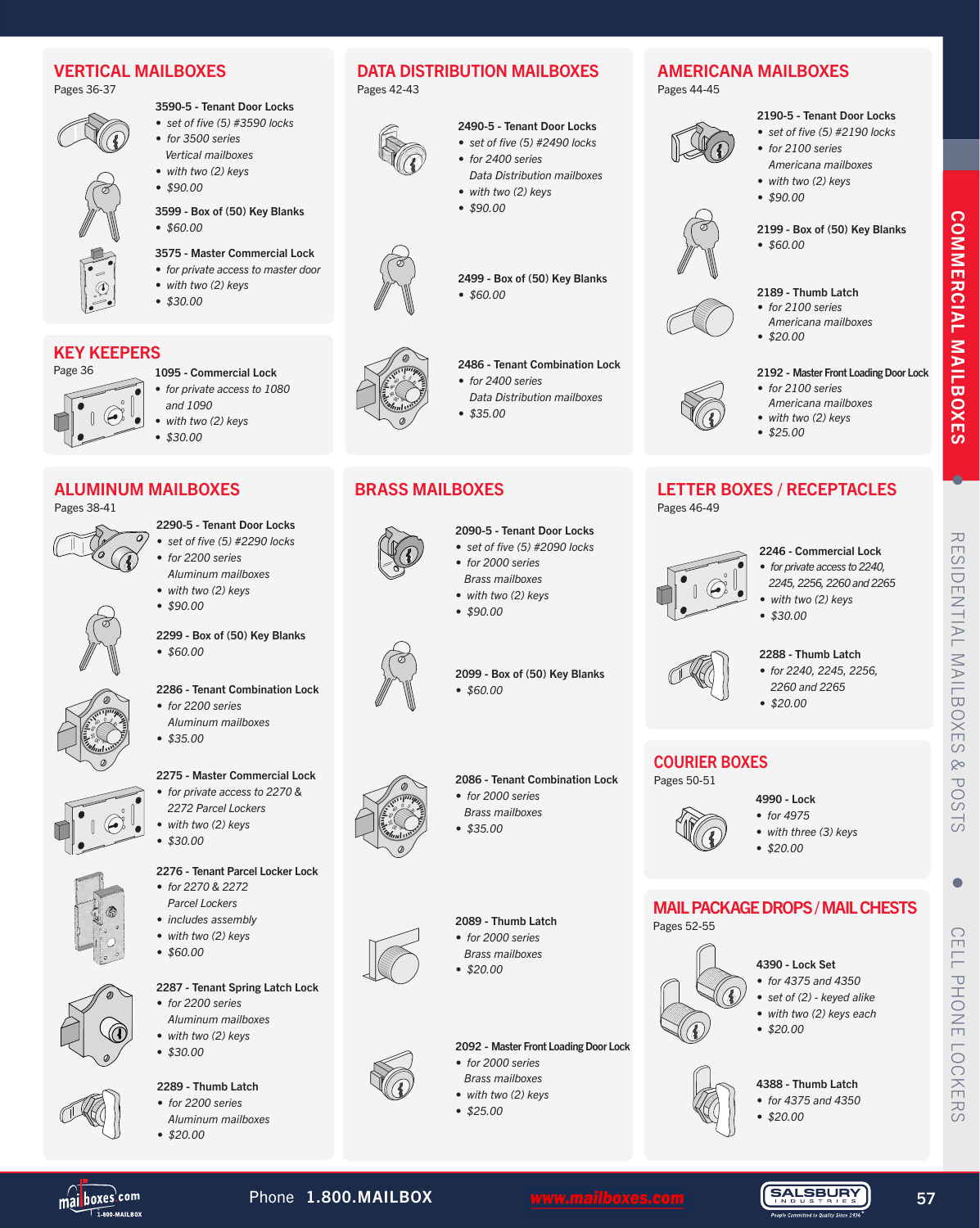## VERTICAL MAILBOXES

Pages 36-37

**3590-5 - Tenant Door Locks**

- *set of five (5) #3590 locks*
- *for 3500 series Vertical mailboxes*
- *with two (2) keys*
- *$90.00*

**3599 - Box of (50) Key Blanks**

- *$60.00*

**3575 - Master Commercial Lock**

- *for private access to master door*
- *with two (2) keys*
- *$30.00*

## KEY KEEPERS

Page 36

**1095 - Commercial Lock**

- *for private access to 1080 and 1090*
- *with two (2) keys*
- *$30.00*

## ALUMINUM MAILBOXES

Pages 38-41

**2290-5 - Tenant Door Locks**

- *set of five (5) #2290 locks*
- *for 2200 series Aluminum mailboxes*
- *with two (2) keys*
- *$90.00*

**2299 - Box of (50) Key Blanks**

- *$60.00*

**2286 - Tenant Combination Lock**

- *for 2200 series Aluminum mailboxes*
- *$35.00*

**2275 - Master Commercial Lock**

- *for private access to 2270 & 2272 Parcel Lockers*
- *with two (2) keys*
- *$30.00*

**2276 - Tenant Parcel Locker Lock**

- *for 2270 & 2272 Parcel Lockers*
- *includes assembly*
- *with two (2) keys*
- *$60.00*

**2287 - Tenant Spring Latch Lock**

- *for 2200 series Aluminum mailboxes*
- *with two (2) keys*
- *$30.00*

**2289 - Thumb Latch**

- *for 2200 series Aluminum mailboxes*
- *$20.00*

## DATA DISTRIBUTION MAILBOXES

Pages 42-43

**2490-5 - Tenant Door Locks**

- *set of five (5) #2490 locks*
- *for 2400 series Data Distribution mailboxes*
- *with two (2) keys*
- *$90.00*

**2499 - Box of (50) Key Blanks**

- *$60.00*

**2486 - Tenant Combination Lock**

- *for 2400 series Data Distribution mailboxes*
- *$35.00*

## BRASS MAILBOXES

**2090-5 - Tenant Door Locks**

- *set of five (5) #2090 locks*
- *for 2000 series Brass mailboxes*
- *with two (2) keys*
- *$90.00*

**2099 - Box of (50) Key Blanks**

- *$60.00*

**2086 - Tenant Combination Lock**

- *for 2000 series Brass mailboxes*
- *$35.00*

**2089 - Thumb Latch**

- *for 2000 series Brass mailboxes*
- *$20.00*

**2092 - Master Front Loading Door Lock**

- *for 2000 series Brass mailboxes*
- *with two (2) keys*
- *$25.00*

## AMERICANA MAILBOXES

Pages 44-45

**2190-5 - Tenant Door Locks**

- *set of five (5) #2190 locks*
- *for 2100 series Americana mailboxes*
- *with two (2) keys*
- *$90.00*

**2199 - Box of (50) Key Blanks**

- *$60.00*

**2189 - Thumb Latch**

- *for 2100 series Americana mailboxes*
- *$20.00*

**2192 - Master Front Loading Door Lock**

- *for 2100 series Americana mailboxes*
- *with two (2) keys*
- *$25.00*

## LETTER BOXES / RECEPTACLES

Pages 46-49

**2246 - Commercial Lock**

- *for private access to 2240, 2245, 2256, 2260 and 2265*
- *with two (2) keys*
- *$30.00*

**2288 - Thumb Latch**

- *for 2240, 2245, 2256, 2260 and 2265*
- *$20.00*

## COURIER BOXES

Pages 50-51

**4990 - Lock**

- *for 4975*
- *with three (3) keys*
- *$20.00*

## MAIL PACKAGE DROPS / MAIL CHESTS

Pages 52-55

**4390 - Lock Set**

- *for 4375 and 4350*
- *set of (2) - keyed alike*
- *with two (2) keys each*
- *$20.00*

**4388 - Thumb Latch**

- *for 4375 and 4350*
- *$20.00*

COMMERCIAL MAILBOXES • RESIDENTIAL MAILBOXES & POSTS • CELL PHONE LOCKERS

Phone 1.800.MAILBOX www.mailboxes.com